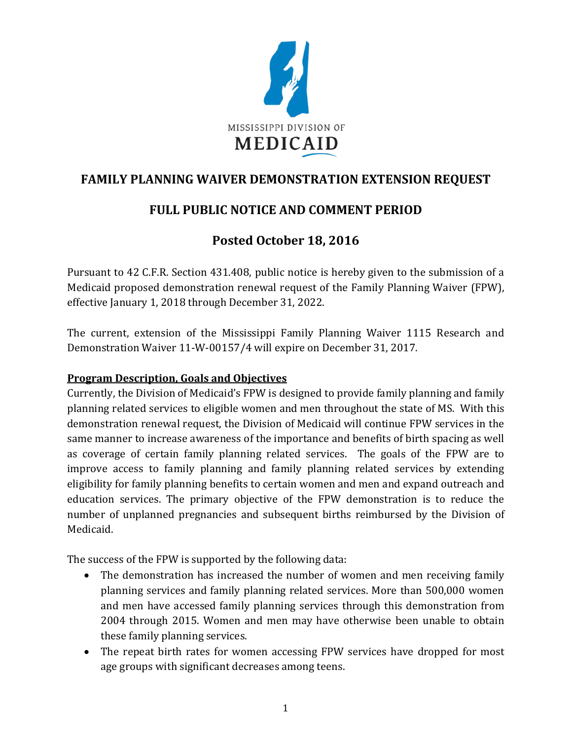# FAMILY PLANNING WAIVER DEMONSTRATION EXTENSION REQUEST

## FULL PUBLIC NOTICE AND COMMENT PERIOD

## Posted October 18, 2016

Pursuant to 42 C.F.R. Section 431.408, public notice is hereby given to the submission of a Medicaid proposed demonstration renewal request of the Family Planning Waiver (FPW), effective January 1, 2018 through December 31, 2022.

The current, extension of the Mississippi Family Planning Waiver 1115 Research and Demonstration Waiver 11-W-00157/4 will expire on December 31, 2017.

### Program Description, Goals and Objectives

Currently, the Division of Medicaid's FPW is designed to provide family planning and family planning related services to eligible women and men throughout the state of MS. With this demonstration renewal request, the Division of Medicaid will continue FPW services in the same manner to increase awareness of the importance and benefits of birth spacing as well as coverage of certain family planning related services. The goals of the FPW are to improve access to family planning and family planning related services by extending eligibility for family planning benefits to certain women and men and expand outreach and education services. The primary objective of the FPW demonstration is to reduce the number of unplanned pregnancies and subsequent births reimbursed by the Division of Medicaid.

The success of the FPW is supported by the following data:

- The demonstration has increased the number of women and men receiving family planning services and family planning related services. More than 500,000 women and men have accessed family planning services through this demonstration from 2004 through 2015. Women and men may have otherwise been unable to obtain these family planning services.
- The repeat birth rates for women accessing FPW services have dropped for most age groups with significant decreases among teens.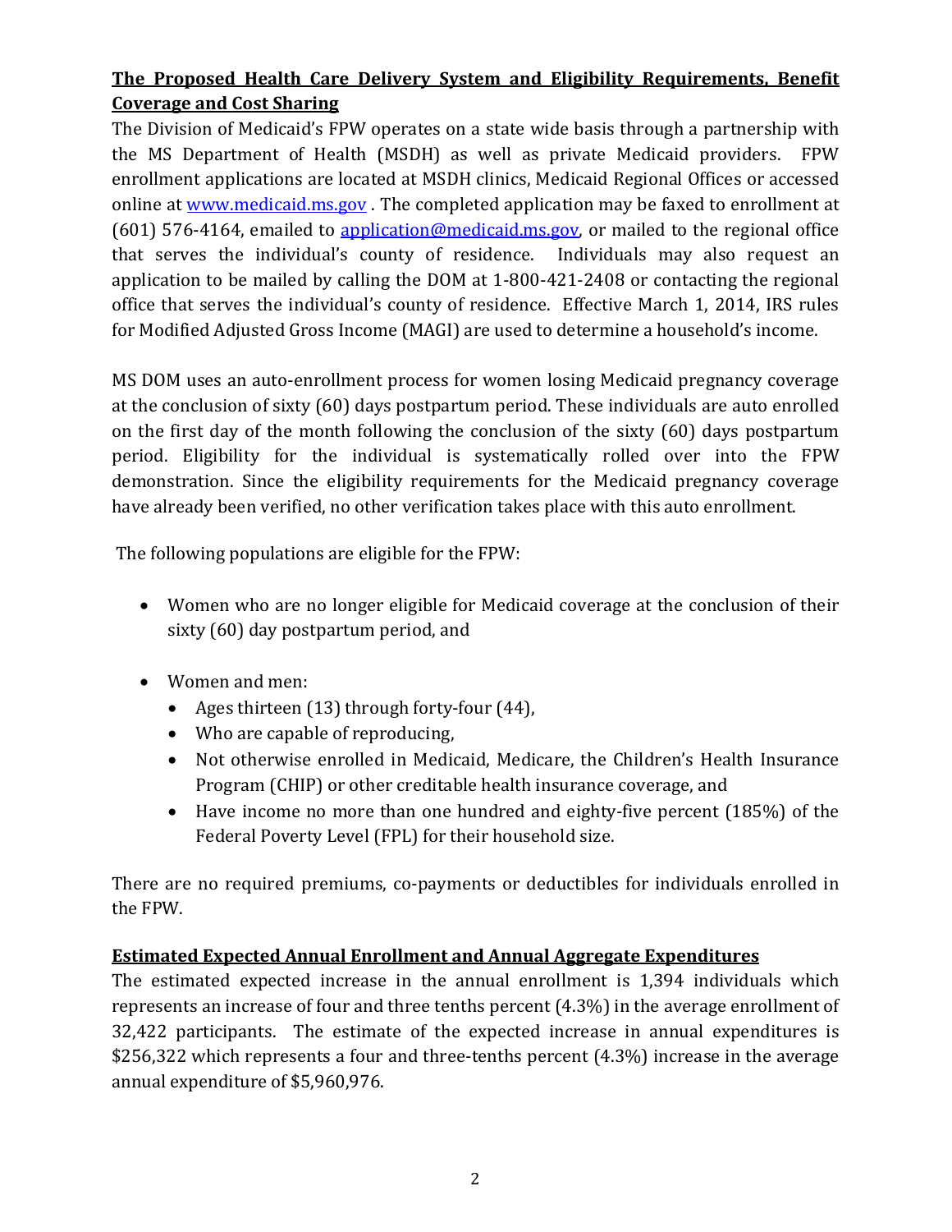## The Proposed Health Care Delivery System and Eligibility Requirements, Benefit Coverage and Cost Sharing

The Division of Medicaid's FPW operates on a state wide basis through a partnership with the MS Department of Health (MSDH) as well as private Medicaid providers. FPW enrollment applications are located at MSDH clinics, Medicaid Regional Offices or accessed online at www.medicaid.ms.gov . The completed application may be faxed to enrollment at (601) 576-4164, emailed to application@medicaid.ms.gov, or mailed to the regional office that serves the individual's county of residence. Individuals may also request an application to be mailed by calling the DOM at 1-800-421-2408 or contacting the regional office that serves the individual's county of residence. Effective March 1, 2014, IRS rules for Modified Adjusted Gross Income (MAGI) are used to determine a household's income.

MS DOM uses an auto-enrollment process for women losing Medicaid pregnancy coverage at the conclusion of sixty (60) days postpartum period. These individuals are auto enrolled on the first day of the month following the conclusion of the sixty (60) days postpartum period. Eligibility for the individual is systematically rolled over into the FPW demonstration. Since the eligibility requirements for the Medicaid pregnancy coverage have already been verified, no other verification takes place with this auto enrollment.

The following populations are eligible for the FPW:

- Women who are no longer eligible for Medicaid coverage at the conclusion of their sixty (60) day postpartum period, and
- Women and men:
  - Ages thirteen (13) through forty-four (44),
  - Who are capable of reproducing,
  - Not otherwise enrolled in Medicaid, Medicare, the Children's Health Insurance Program (CHIP) or other creditable health insurance coverage, and
  - Have income no more than one hundred and eighty-five percent (185%) of the Federal Poverty Level (FPL) for their household size.

There are no required premiums, co-payments or deductibles for individuals enrolled in the FPW.

## Estimated Expected Annual Enrollment and Annual Aggregate Expenditures

The estimated expected increase in the annual enrollment is 1,394 individuals which represents an increase of four and three tenths percent (4.3%) in the average enrollment of 32,422 participants. The estimate of the expected increase in annual expenditures is $256,322 which represents a four and three-tenths percent (4.3%) increase in the average annual expenditure of $5,960,976.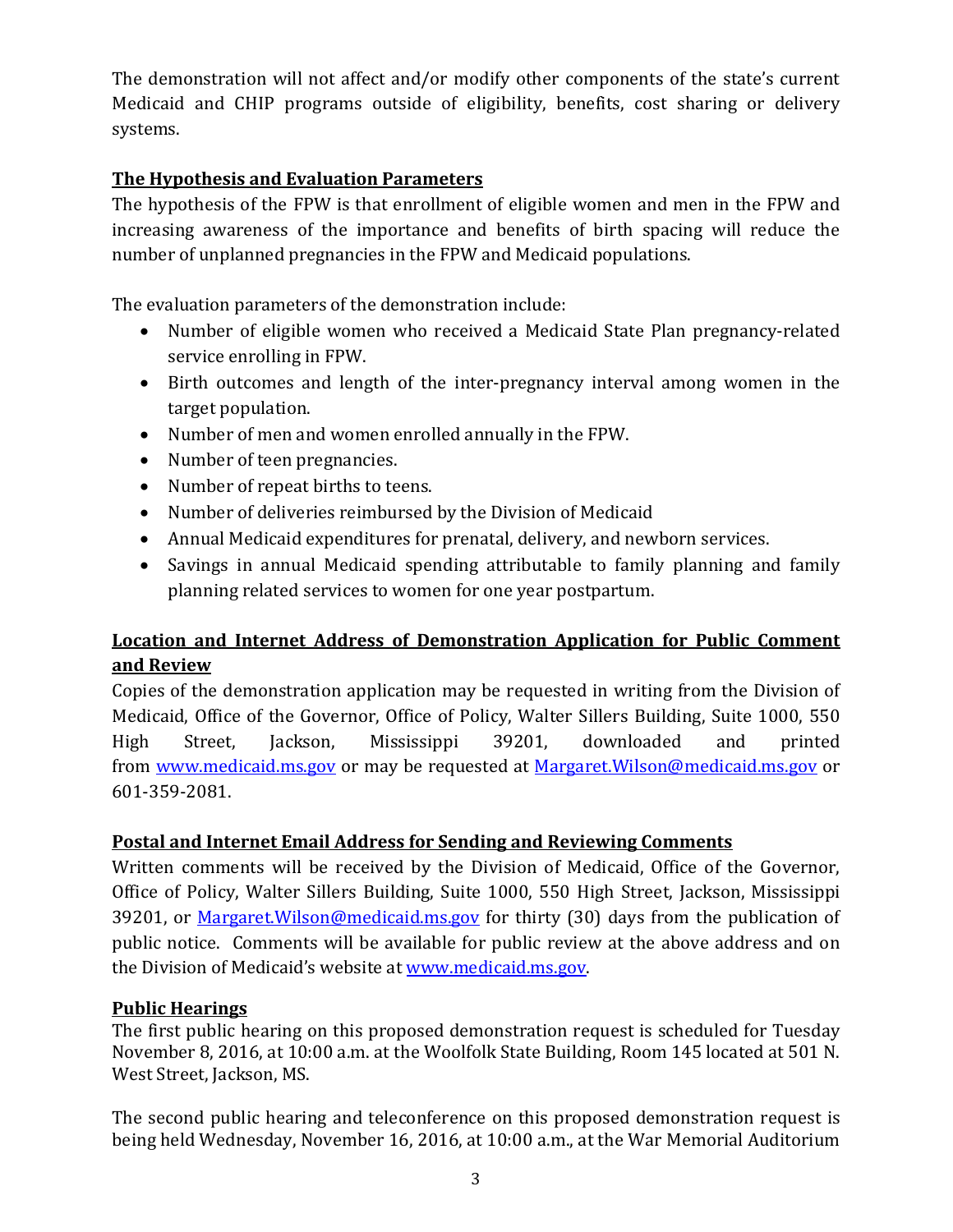The demonstration will not affect and/or modify other components of the state's current Medicaid and CHIP programs outside of eligibility, benefits, cost sharing or delivery systems.

## The Hypothesis and Evaluation Parameters

The hypothesis of the FPW is that enrollment of eligible women and men in the FPW and increasing awareness of the importance and benefits of birth spacing will reduce the number of unplanned pregnancies in the FPW and Medicaid populations.

The evaluation parameters of the demonstration include:

- Number of eligible women who received a Medicaid State Plan pregnancy-related service enrolling in FPW.
- Birth outcomes and length of the inter-pregnancy interval among women in the target population.
- Number of men and women enrolled annually in the FPW.
- Number of teen pregnancies.
- Number of repeat births to teens.
- Number of deliveries reimbursed by the Division of Medicaid
- Annual Medicaid expenditures for prenatal, delivery, and newborn services.
- Savings in annual Medicaid spending attributable to family planning and family planning related services to women for one year postpartum.

## Location and Internet Address of Demonstration Application for Public Comment and Review

Copies of the demonstration application may be requested in writing from the Division of Medicaid, Office of the Governor, Office of Policy, Walter Sillers Building, Suite 1000, 550 High Street, Jackson, Mississippi 39201, downloaded and printed from www.medicaid.ms.gov or may be requested at Margaret.Wilson@medicaid.ms.gov or 601-359-2081.

## Postal and Internet Email Address for Sending and Reviewing Comments

Written comments will be received by the Division of Medicaid, Office of the Governor, Office of Policy, Walter Sillers Building, Suite 1000, 550 High Street, Jackson, Mississippi 39201, or Margaret.Wilson@medicaid.ms.gov for thirty (30) days from the publication of public notice. Comments will be available for public review at the above address and on the Division of Medicaid's website at www.medicaid.ms.gov.

## Public Hearings

The first public hearing on this proposed demonstration request is scheduled for Tuesday November 8, 2016, at 10:00 a.m. at the Woolfolk State Building, Room 145 located at 501 N. West Street, Jackson, MS.

The second public hearing and teleconference on this proposed demonstration request is being held Wednesday, November 16, 2016, at 10:00 a.m., at the War Memorial Auditorium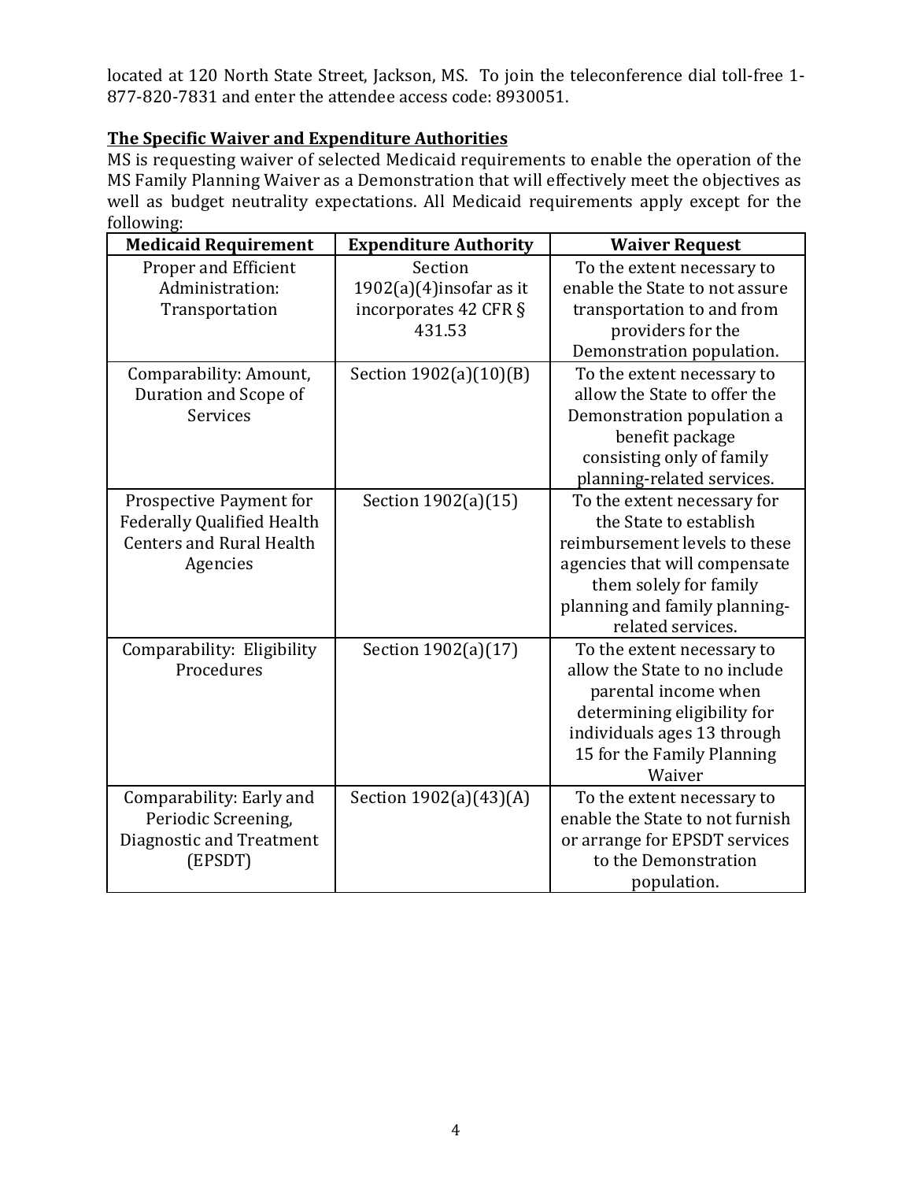located at 120 North State Street, Jackson, MS. To join the teleconference dial toll-free 1-877-820-7831 and enter the attendee access code: 8930051.

**The Specific Waiver and Expenditure Authorities**

MS is requesting waiver of selected Medicaid requirements to enable the operation of the MS Family Planning Waiver as a Demonstration that will effectively meet the objectives as well as budget neutrality expectations. All Medicaid requirements apply except for the following:

| Medicaid Requirement | Expenditure Authority | Waiver Request |
|---|---|---|
| Proper and Efficient Administration: Transportation | Section 1902(a)(4)insofar as it incorporates 42 CFR § 431.53 | To the extent necessary to enable the State to not assure transportation to and from providers for the Demonstration population. |
| Comparability: Amount, Duration and Scope of Services | Section 1902(a)(10)(B) | To the extent necessary to allow the State to offer the Demonstration population a benefit package consisting only of family planning-related services. |
| Prospective Payment for Federally Qualified Health Centers and Rural Health Agencies | Section 1902(a)(15) | To the extent necessary for the State to establish reimbursement levels to these agencies that will compensate them solely for family planning and family planning-related services. |
| Comparability: Eligibility Procedures | Section 1902(a)(17) | To the extent necessary to allow the State to no include parental income when determining eligibility for individuals ages 13 through 15 for the Family Planning Waiver |
| Comparability: Early and Periodic Screening, Diagnostic and Treatment (EPSDT) | Section 1902(a)(43)(A) | To the extent necessary to enable the State to not furnish or arrange for EPSDT services to the Demonstration population. |